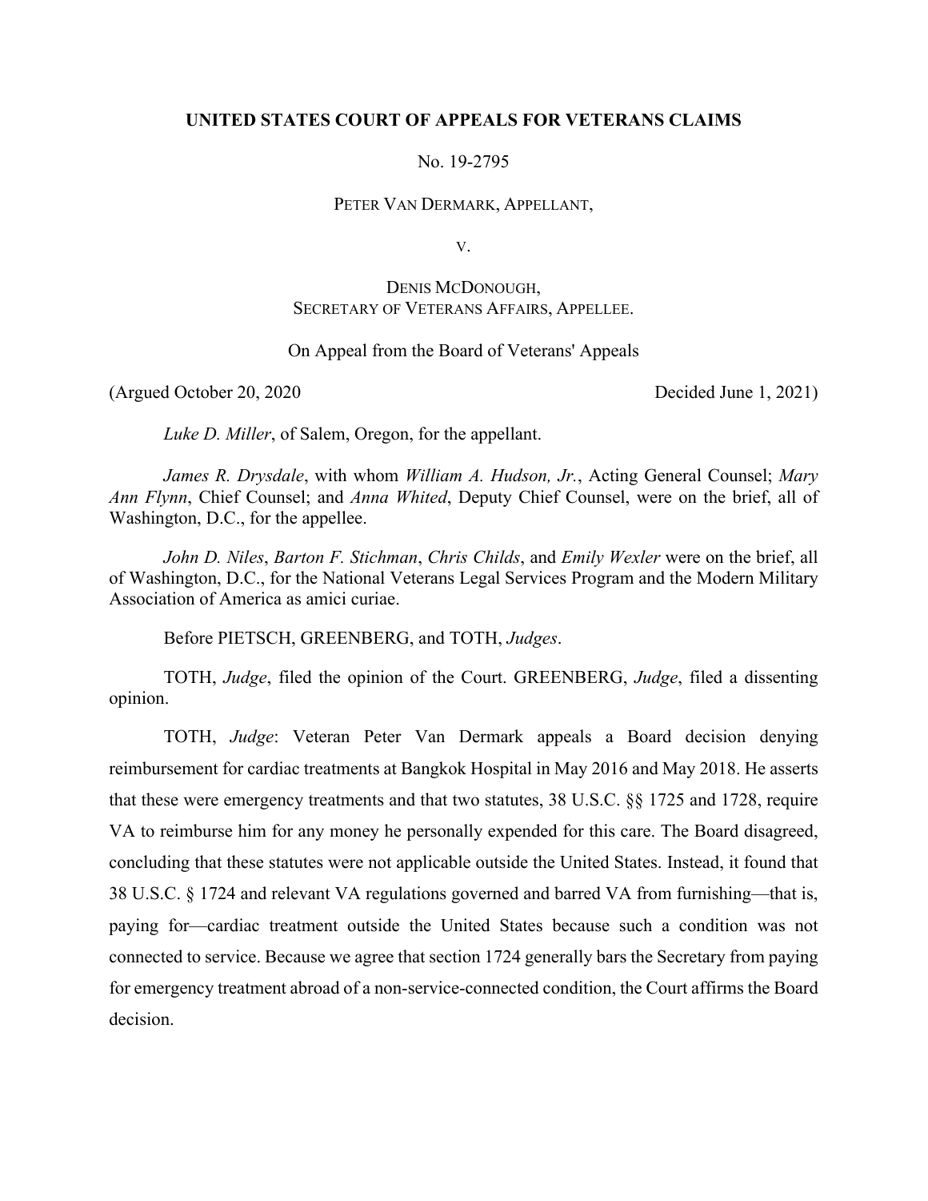**UNITED STATES COURT OF APPEALS FOR VETERANS CLAIMS**

No. 19-2795

PETER VAN DERMARK, APPELLANT,

V.

DENIS MCDONOUGH,
SECRETARY OF VETERANS AFFAIRS, APPELLEE.

On Appeal from the Board of Veterans' Appeals

(Argued October 20, 2020 Decided June 1, 2021)

*Luke D. Miller*, of Salem, Oregon, for the appellant.

*James R. Drysdale*, with whom *William A. Hudson, Jr.*, Acting General Counsel; *Mary Ann Flynn*, Chief Counsel; and *Anna Whited*, Deputy Chief Counsel, were on the brief, all of Washington, D.C., for the appellee.

*John D. Niles*, *Barton F. Stichman*, *Chris Childs*, and *Emily Wexler* were on the brief, all of Washington, D.C., for the National Veterans Legal Services Program and the Modern Military Association of America as amici curiae.

Before PIETSCH, GREENBERG, and TOTH, *Judges*.

TOTH, *Judge*, filed the opinion of the Court. GREENBERG, *Judge*, filed a dissenting opinion.

TOTH, *Judge*: Veteran Peter Van Dermark appeals a Board decision denying reimbursement for cardiac treatments at Bangkok Hospital in May 2016 and May 2018. He asserts that these were emergency treatments and that two statutes, 38 U.S.C. §§ 1725 and 1728, require VA to reimburse him for any money he personally expended for this care. The Board disagreed, concluding that these statutes were not applicable outside the United States. Instead, it found that 38 U.S.C. § 1724 and relevant VA regulations governed and barred VA from furnishing—that is, paying for—cardiac treatment outside the United States because such a condition was not connected to service. Because we agree that section 1724 generally bars the Secretary from paying for emergency treatment abroad of a non-service-connected condition, the Court affirms the Board decision.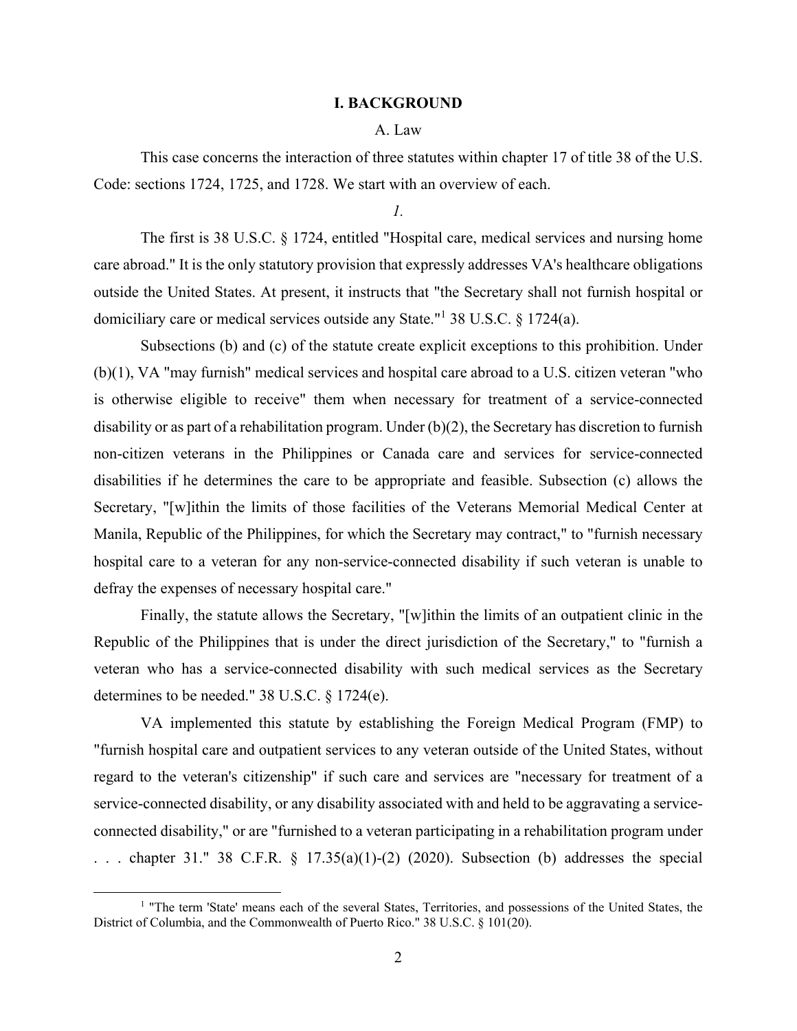# I. BACKGROUND

## A. Law

This case concerns the interaction of three statutes within chapter 17 of title 38 of the U.S. Code: sections 1724, 1725, and 1728. We start with an overview of each.

*1.*

The first is 38 U.S.C. § 1724, entitled "Hospital care, medical services and nursing home care abroad." It is the only statutory provision that expressly addresses VA's healthcare obligations outside the United States. At present, it instructs that "the Secretary shall not furnish hospital or domiciliary care or medical services outside any State."[1] 38 U.S.C. § 1724(a).

Subsections (b) and (c) of the statute create explicit exceptions to this prohibition. Under (b)(1), VA "may furnish" medical services and hospital care abroad to a U.S. citizen veteran "who is otherwise eligible to receive" them when necessary for treatment of a service-connected disability or as part of a rehabilitation program. Under (b)(2), the Secretary has discretion to furnish non-citizen veterans in the Philippines or Canada care and services for service-connected disabilities if he determines the care to be appropriate and feasible. Subsection (c) allows the Secretary, "[w]ithin the limits of those facilities of the Veterans Memorial Medical Center at Manila, Republic of the Philippines, for which the Secretary may contract," to "furnish necessary hospital care to a veteran for any non-service-connected disability if such veteran is unable to defray the expenses of necessary hospital care."

Finally, the statute allows the Secretary, "[w]ithin the limits of an outpatient clinic in the Republic of the Philippines that is under the direct jurisdiction of the Secretary," to "furnish a veteran who has a service-connected disability with such medical services as the Secretary determines to be needed." 38 U.S.C. § 1724(e).

VA implemented this statute by establishing the Foreign Medical Program (FMP) to "furnish hospital care and outpatient services to any veteran outside of the United States, without regard to the veteran's citizenship" if such care and services are "necessary for treatment of a service-connected disability, or any disability associated with and held to be aggravating a service-connected disability," or are "furnished to a veteran participating in a rehabilitation program under . . . chapter 31." 38 C.F.R. § 17.35(a)(1)-(2) (2020). Subsection (b) addresses the special

[1] "The term 'State' means each of the several States, Territories, and possessions of the United States, the District of Columbia, and the Commonwealth of Puerto Rico." 38 U.S.C. § 101(20).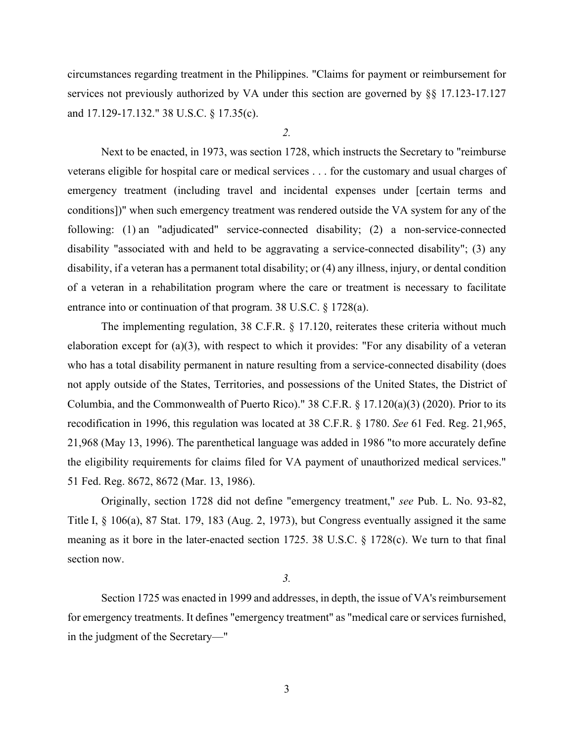circumstances regarding treatment in the Philippines. "Claims for payment or reimbursement for services not previously authorized by VA under this section are governed by §§ 17.123-17.127 and 17.129-17.132." 38 U.S.C. § 17.35(c).

*2.*

Next to be enacted, in 1973, was section 1728, which instructs the Secretary to "reimburse veterans eligible for hospital care or medical services . . . for the customary and usual charges of emergency treatment (including travel and incidental expenses under [certain terms and conditions])" when such emergency treatment was rendered outside the VA system for any of the following: (1) an "adjudicated" service-connected disability; (2) a non-service-connected disability "associated with and held to be aggravating a service-connected disability"; (3) any disability, if a veteran has a permanent total disability; or (4) any illness, injury, or dental condition of a veteran in a rehabilitation program where the care or treatment is necessary to facilitate entrance into or continuation of that program. 38 U.S.C. § 1728(a).

The implementing regulation, 38 C.F.R. § 17.120, reiterates these criteria without much elaboration except for (a)(3), with respect to which it provides: "For any disability of a veteran who has a total disability permanent in nature resulting from a service-connected disability (does not apply outside of the States, Territories, and possessions of the United States, the District of Columbia, and the Commonwealth of Puerto Rico)." 38 C.F.R. § 17.120(a)(3) (2020). Prior to its recodification in 1996, this regulation was located at 38 C.F.R. § 1780. *See* 61 Fed. Reg. 21,965, 21,968 (May 13, 1996). The parenthetical language was added in 1986 "to more accurately define the eligibility requirements for claims filed for VA payment of unauthorized medical services." 51 Fed. Reg. 8672, 8672 (Mar. 13, 1986).

Originally, section 1728 did not define "emergency treatment," *see* Pub. L. No. 93-82, Title I, § 106(a), 87 Stat. 179, 183 (Aug. 2, 1973), but Congress eventually assigned it the same meaning as it bore in the later-enacted section 1725. 38 U.S.C. § 1728(c). We turn to that final section now.

*3.*

Section 1725 was enacted in 1999 and addresses, in depth, the issue of VA's reimbursement for emergency treatments. It defines "emergency treatment" as "medical care or services furnished, in the judgment of the Secretary—"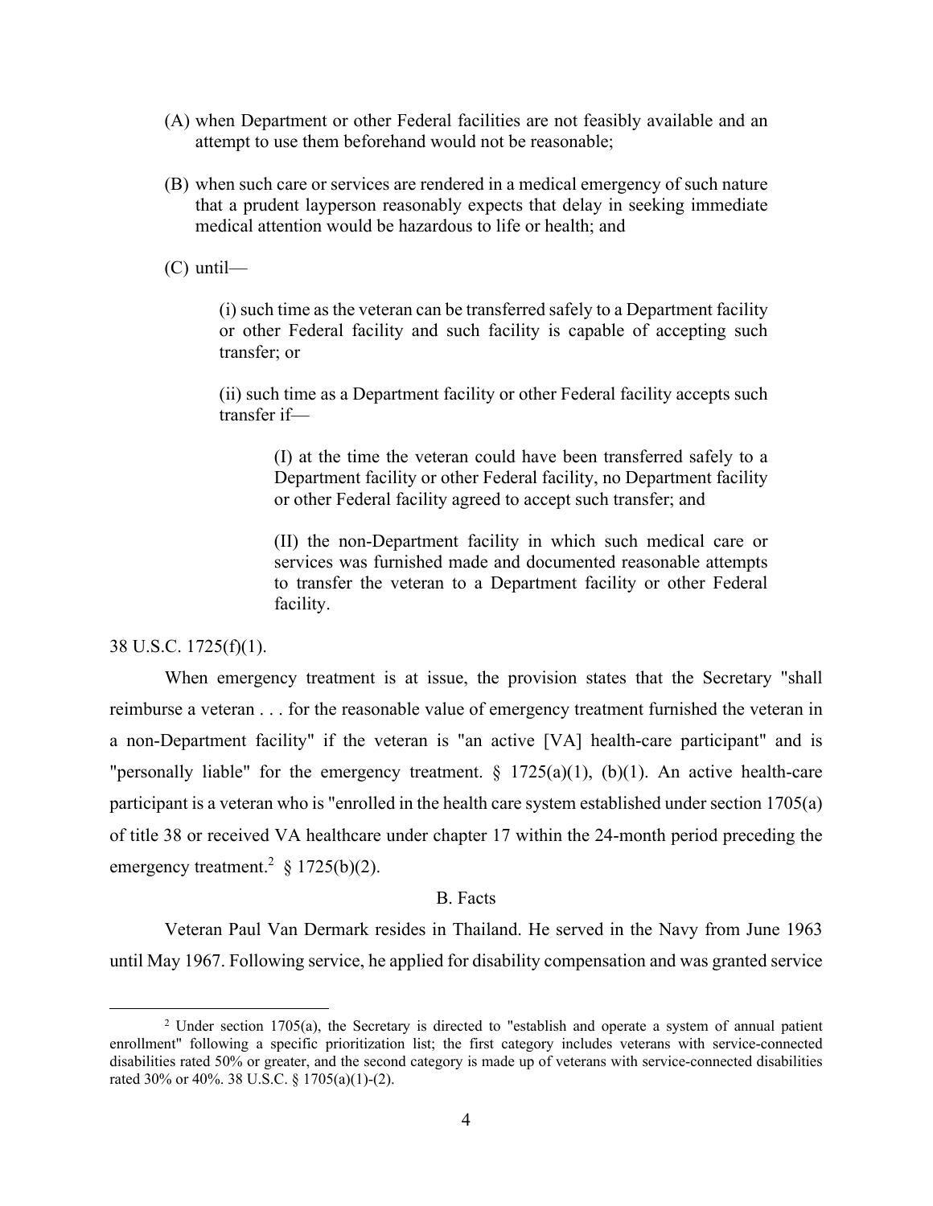(A) when Department or other Federal facilities are not feasibly available and an attempt to use them beforehand would not be reasonable;

(B) when such care or services are rendered in a medical emergency of such nature that a prudent layperson reasonably expects that delay in seeking immediate medical attention would be hazardous to life or health; and

(C) until—

> (i) such time as the veteran can be transferred safely to a Department facility or other Federal facility and such facility is capable of accepting such transfer; or
>
> (ii) such time as a Department facility or other Federal facility accepts such transfer if—
>
> > (I) at the time the veteran could have been transferred safely to a Department facility or other Federal facility, no Department facility or other Federal facility agreed to accept such transfer; and
> >
> > (II) the non-Department facility in which such medical care or services was furnished made and documented reasonable attempts to transfer the veteran to a Department facility or other Federal facility.

38 U.S.C. 1725(f)(1).

When emergency treatment is at issue, the provision states that the Secretary "shall reimburse a veteran . . . for the reasonable value of emergency treatment furnished the veteran in a non-Department facility" if the veteran is "an active [VA] health-care participant" and is "personally liable" for the emergency treatment. § 1725(a)(1), (b)(1). An active health-care participant is a veteran who is "enrolled in the health care system established under section 1705(a) of title 38 or received VA healthcare under chapter 17 within the 24-month period preceding the emergency treatment.[2] § 1725(b)(2).

### B. Facts

Veteran Paul Van Dermark resides in Thailand. He served in the Navy from June 1963 until May 1967. Following service, he applied for disability compensation and was granted service

---

[2] Under section 1705(a), the Secretary is directed to "establish and operate a system of annual patient enrollment" following a specific prioritization list; the first category includes veterans with service-connected disabilities rated 50% or greater, and the second category is made up of veterans with service-connected disabilities rated 30% or 40%. 38 U.S.C. § 1705(a)(1)-(2).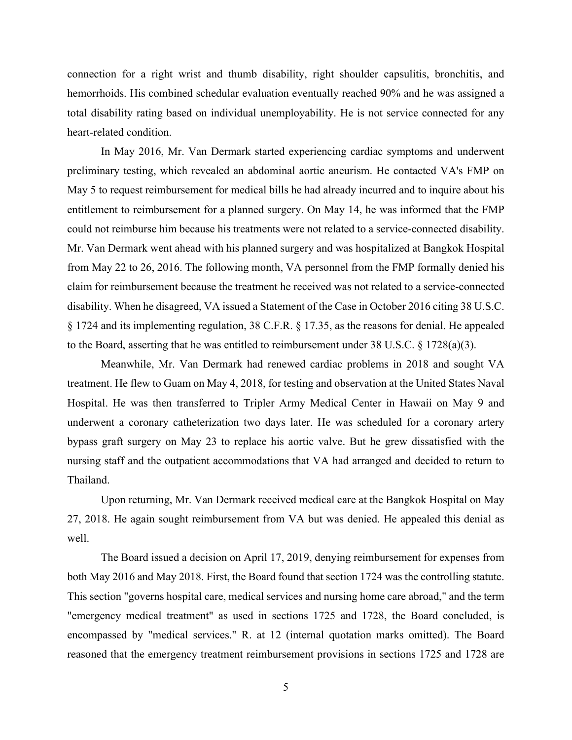connection for a right wrist and thumb disability, right shoulder capsulitis, bronchitis, and hemorrhoids. His combined schedular evaluation eventually reached 90% and he was assigned a total disability rating based on individual unemployability. He is not service connected for any heart-related condition.

In May 2016, Mr. Van Dermark started experiencing cardiac symptoms and underwent preliminary testing, which revealed an abdominal aortic aneurism. He contacted VA's FMP on May 5 to request reimbursement for medical bills he had already incurred and to inquire about his entitlement to reimbursement for a planned surgery. On May 14, he was informed that the FMP could not reimburse him because his treatments were not related to a service-connected disability. Mr. Van Dermark went ahead with his planned surgery and was hospitalized at Bangkok Hospital from May 22 to 26, 2016. The following month, VA personnel from the FMP formally denied his claim for reimbursement because the treatment he received was not related to a service-connected disability. When he disagreed, VA issued a Statement of the Case in October 2016 citing 38 U.S.C. § 1724 and its implementing regulation, 38 C.F.R. § 17.35, as the reasons for denial. He appealed to the Board, asserting that he was entitled to reimbursement under 38 U.S.C. § 1728(a)(3).

Meanwhile, Mr. Van Dermark had renewed cardiac problems in 2018 and sought VA treatment. He flew to Guam on May 4, 2018, for testing and observation at the United States Naval Hospital. He was then transferred to Tripler Army Medical Center in Hawaii on May 9 and underwent a coronary catheterization two days later. He was scheduled for a coronary artery bypass graft surgery on May 23 to replace his aortic valve. But he grew dissatisfied with the nursing staff and the outpatient accommodations that VA had arranged and decided to return to Thailand.

Upon returning, Mr. Van Dermark received medical care at the Bangkok Hospital on May 27, 2018. He again sought reimbursement from VA but was denied. He appealed this denial as well.

The Board issued a decision on April 17, 2019, denying reimbursement for expenses from both May 2016 and May 2018. First, the Board found that section 1724 was the controlling statute. This section "governs hospital care, medical services and nursing home care abroad," and the term "emergency medical treatment" as used in sections 1725 and 1728, the Board concluded, is encompassed by "medical services." R. at 12 (internal quotation marks omitted). The Board reasoned that the emergency treatment reimbursement provisions in sections 1725 and 1728 are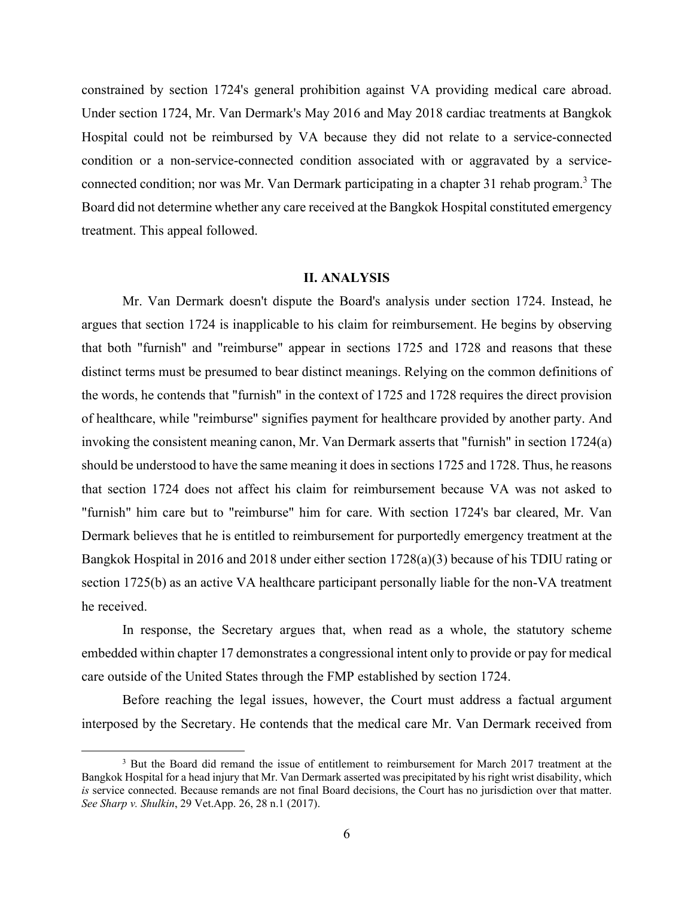constrained by section 1724's general prohibition against VA providing medical care abroad. Under section 1724, Mr. Van Dermark's May 2016 and May 2018 cardiac treatments at Bangkok Hospital could not be reimbursed by VA because they did not relate to a service-connected condition or a non-service-connected condition associated with or aggravated by a service-connected condition; nor was Mr. Van Dermark participating in a chapter 31 rehab program.[3] The Board did not determine whether any care received at the Bangkok Hospital constituted emergency treatment. This appeal followed.

## II. ANALYSIS

Mr. Van Dermark doesn't dispute the Board's analysis under section 1724. Instead, he argues that section 1724 is inapplicable to his claim for reimbursement. He begins by observing that both "furnish" and "reimburse" appear in sections 1725 and 1728 and reasons that these distinct terms must be presumed to bear distinct meanings. Relying on the common definitions of the words, he contends that "furnish" in the context of 1725 and 1728 requires the direct provision of healthcare, while "reimburse" signifies payment for healthcare provided by another party. And invoking the consistent meaning canon, Mr. Van Dermark asserts that "furnish" in section 1724(a) should be understood to have the same meaning it does in sections 1725 and 1728. Thus, he reasons that section 1724 does not affect his claim for reimbursement because VA was not asked to "furnish" him care but to "reimburse" him for care. With section 1724's bar cleared, Mr. Van Dermark believes that he is entitled to reimbursement for purportedly emergency treatment at the Bangkok Hospital in 2016 and 2018 under either section 1728(a)(3) because of his TDIU rating or section 1725(b) as an active VA healthcare participant personally liable for the non-VA treatment he received.

In response, the Secretary argues that, when read as a whole, the statutory scheme embedded within chapter 17 demonstrates a congressional intent only to provide or pay for medical care outside of the United States through the FMP established by section 1724.

Before reaching the legal issues, however, the Court must address a factual argument interposed by the Secretary. He contends that the medical care Mr. Van Dermark received from

---

[3] But the Board did remand the issue of entitlement to reimbursement for March 2017 treatment at the Bangkok Hospital for a head injury that Mr. Van Dermark asserted was precipitated by his right wrist disability, which *is* service connected. Because remands are not final Board decisions, the Court has no jurisdiction over that matter. *See Sharp v. Shulkin*, 29 Vet.App. 26, 28 n.1 (2017).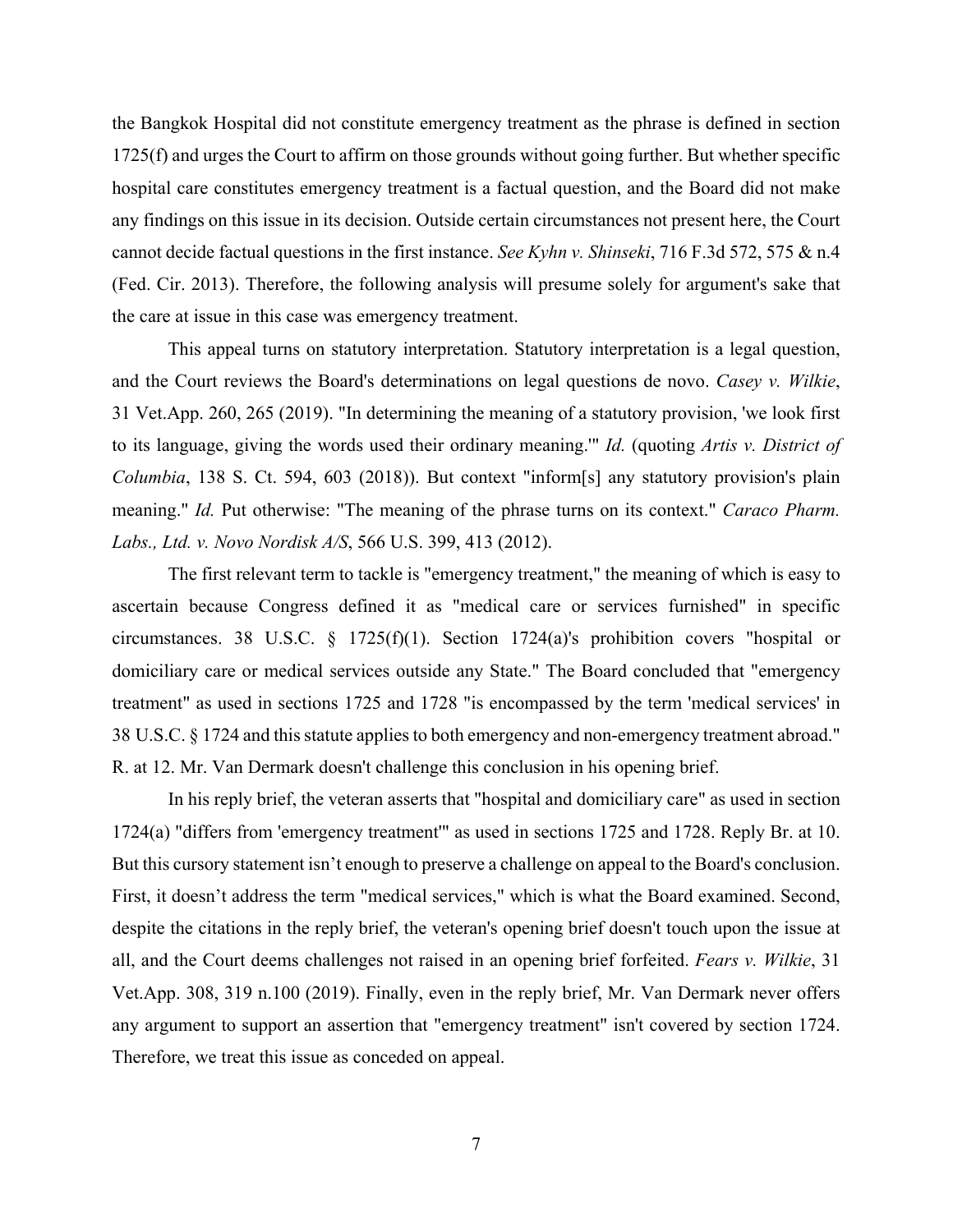the Bangkok Hospital did not constitute emergency treatment as the phrase is defined in section 1725(f) and urges the Court to affirm on those grounds without going further. But whether specific hospital care constitutes emergency treatment is a factual question, and the Board did not make any findings on this issue in its decision. Outside certain circumstances not present here, the Court cannot decide factual questions in the first instance. *See Kyhn v. Shinseki*, 716 F.3d 572, 575 & n.4 (Fed. Cir. 2013). Therefore, the following analysis will presume solely for argument's sake that the care at issue in this case was emergency treatment.

This appeal turns on statutory interpretation. Statutory interpretation is a legal question, and the Court reviews the Board's determinations on legal questions de novo. *Casey v. Wilkie*, 31 Vet.App. 260, 265 (2019). "In determining the meaning of a statutory provision, 'we look first to its language, giving the words used their ordinary meaning.'" *Id.* (quoting *Artis v. District of Columbia*, 138 S. Ct. 594, 603 (2018)). But context "inform[s] any statutory provision's plain meaning." *Id.* Put otherwise: "The meaning of the phrase turns on its context." *Caraco Pharm. Labs., Ltd. v. Novo Nordisk A/S*, 566 U.S. 399, 413 (2012).

The first relevant term to tackle is "emergency treatment," the meaning of which is easy to ascertain because Congress defined it as "medical care or services furnished" in specific circumstances. 38 U.S.C. § 1725(f)(1). Section 1724(a)'s prohibition covers "hospital or domiciliary care or medical services outside any State." The Board concluded that "emergency treatment" as used in sections 1725 and 1728 "is encompassed by the term 'medical services' in 38 U.S.C. § 1724 and this statute applies to both emergency and non-emergency treatment abroad." R. at 12. Mr. Van Dermark doesn't challenge this conclusion in his opening brief.

In his reply brief, the veteran asserts that "hospital and domiciliary care" as used in section 1724(a) "differs from 'emergency treatment'" as used in sections 1725 and 1728. Reply Br. at 10. But this cursory statement isn't enough to preserve a challenge on appeal to the Board's conclusion. First, it doesn't address the term "medical services," which is what the Board examined. Second, despite the citations in the reply brief, the veteran's opening brief doesn't touch upon the issue at all, and the Court deems challenges not raised in an opening brief forfeited. *Fears v. Wilkie*, 31 Vet.App. 308, 319 n.100 (2019). Finally, even in the reply brief, Mr. Van Dermark never offers any argument to support an assertion that "emergency treatment" isn't covered by section 1724. Therefore, we treat this issue as conceded on appeal.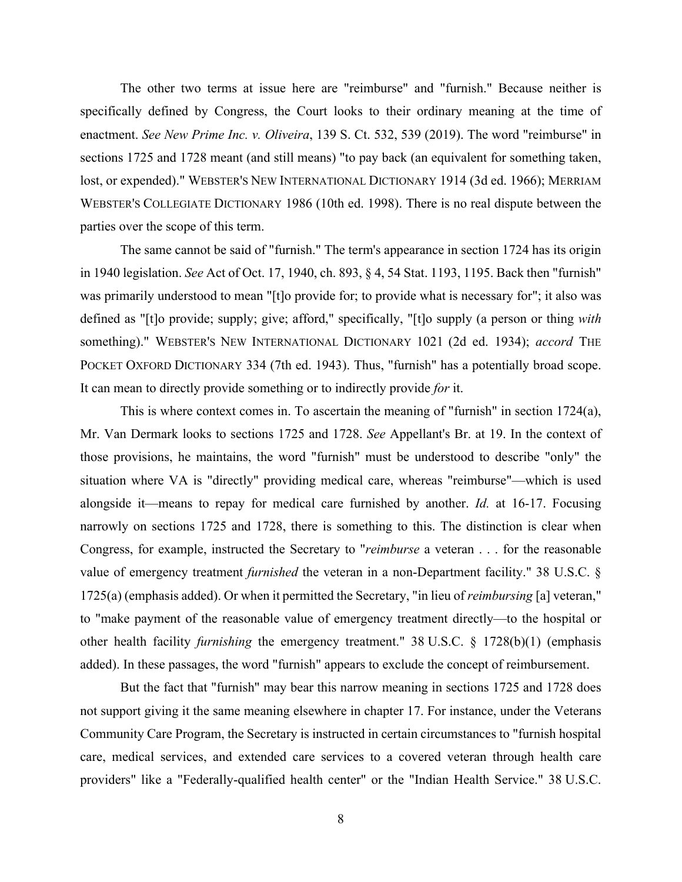The other two terms at issue here are "reimburse" and "furnish." Because neither is specifically defined by Congress, the Court looks to their ordinary meaning at the time of enactment. *See New Prime Inc. v. Oliveira*, 139 S. Ct. 532, 539 (2019). The word "reimburse" in sections 1725 and 1728 meant (and still means) "to pay back (an equivalent for something taken, lost, or expended)." WEBSTER'S NEW INTERNATIONAL DICTIONARY 1914 (3d ed. 1966); MERRIAM WEBSTER'S COLLEGIATE DICTIONARY 1986 (10th ed. 1998). There is no real dispute between the parties over the scope of this term.

The same cannot be said of "furnish." The term's appearance in section 1724 has its origin in 1940 legislation. *See* Act of Oct. 17, 1940, ch. 893, § 4, 54 Stat. 1193, 1195. Back then "furnish" was primarily understood to mean "[t]o provide for; to provide what is necessary for"; it also was defined as "[t]o provide; supply; give; afford," specifically, "[t]o supply (a person or thing *with* something)." WEBSTER'S NEW INTERNATIONAL DICTIONARY 1021 (2d ed. 1934); *accord* THE POCKET OXFORD DICTIONARY 334 (7th ed. 1943). Thus, "furnish" has a potentially broad scope. It can mean to directly provide something or to indirectly provide *for* it.

This is where context comes in. To ascertain the meaning of "furnish" in section 1724(a), Mr. Van Dermark looks to sections 1725 and 1728. *See* Appellant's Br. at 19. In the context of those provisions, he maintains, the word "furnish" must be understood to describe "only" the situation where VA is "directly" providing medical care, whereas "reimburse"—which is used alongside it—means to repay for medical care furnished by another. *Id.* at 16-17. Focusing narrowly on sections 1725 and 1728, there is something to this. The distinction is clear when Congress, for example, instructed the Secretary to "*reimburse* a veteran . . . for the reasonable value of emergency treatment *furnished* the veteran in a non-Department facility." 38 U.S.C. § 1725(a) (emphasis added). Or when it permitted the Secretary, "in lieu of *reimbursing* [a] veteran," to "make payment of the reasonable value of emergency treatment directly—to the hospital or other health facility *furnishing* the emergency treatment." 38 U.S.C. § 1728(b)(1) (emphasis added). In these passages, the word "furnish" appears to exclude the concept of reimbursement.

But the fact that "furnish" may bear this narrow meaning in sections 1725 and 1728 does not support giving it the same meaning elsewhere in chapter 17. For instance, under the Veterans Community Care Program, the Secretary is instructed in certain circumstances to "furnish hospital care, medical services, and extended care services to a covered veteran through health care providers" like a "Federally-qualified health center" or the "Indian Health Service." 38 U.S.C.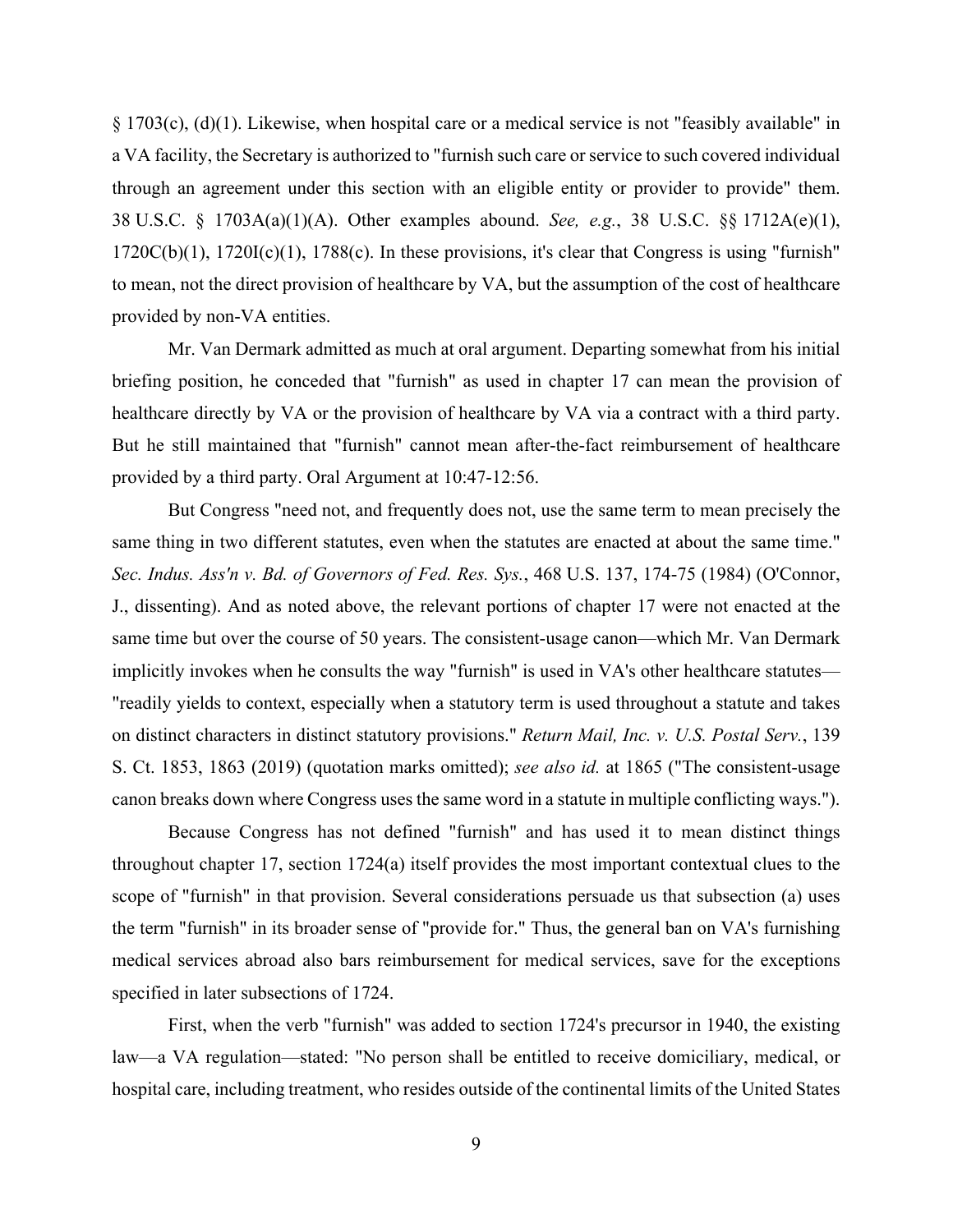§ 1703(c), (d)(1). Likewise, when hospital care or a medical service is not "feasibly available" in a VA facility, the Secretary is authorized to "furnish such care or service to such covered individual through an agreement under this section with an eligible entity or provider to provide" them. 38 U.S.C. § 1703A(a)(1)(A). Other examples abound. *See, e.g.*, 38 U.S.C. §§ 1712A(e)(1), 1720C(b)(1), 1720I(c)(1), 1788(c). In these provisions, it's clear that Congress is using "furnish" to mean, not the direct provision of healthcare by VA, but the assumption of the cost of healthcare provided by non-VA entities.

Mr. Van Dermark admitted as much at oral argument. Departing somewhat from his initial briefing position, he conceded that "furnish" as used in chapter 17 can mean the provision of healthcare directly by VA or the provision of healthcare by VA via a contract with a third party. But he still maintained that "furnish" cannot mean after-the-fact reimbursement of healthcare provided by a third party. Oral Argument at 10:47-12:56.

But Congress "need not, and frequently does not, use the same term to mean precisely the same thing in two different statutes, even when the statutes are enacted at about the same time." *Sec. Indus. Ass'n v. Bd. of Governors of Fed. Res. Sys.*, 468 U.S. 137, 174-75 (1984) (O'Connor, J., dissenting). And as noted above, the relevant portions of chapter 17 were not enacted at the same time but over the course of 50 years. The consistent-usage canon—which Mr. Van Dermark implicitly invokes when he consults the way "furnish" is used in VA's other healthcare statutes—"readily yields to context, especially when a statutory term is used throughout a statute and takes on distinct characters in distinct statutory provisions." *Return Mail, Inc. v. U.S. Postal Serv.*, 139 S. Ct. 1853, 1863 (2019) (quotation marks omitted); *see also id.* at 1865 ("The consistent-usage canon breaks down where Congress uses the same word in a statute in multiple conflicting ways.").

Because Congress has not defined "furnish" and has used it to mean distinct things throughout chapter 17, section 1724(a) itself provides the most important contextual clues to the scope of "furnish" in that provision. Several considerations persuade us that subsection (a) uses the term "furnish" in its broader sense of "provide for." Thus, the general ban on VA's furnishing medical services abroad also bars reimbursement for medical services, save for the exceptions specified in later subsections of 1724.

First, when the verb "furnish" was added to section 1724's precursor in 1940, the existing law—a VA regulation—stated: "No person shall be entitled to receive domiciliary, medical, or hospital care, including treatment, who resides outside of the continental limits of the United States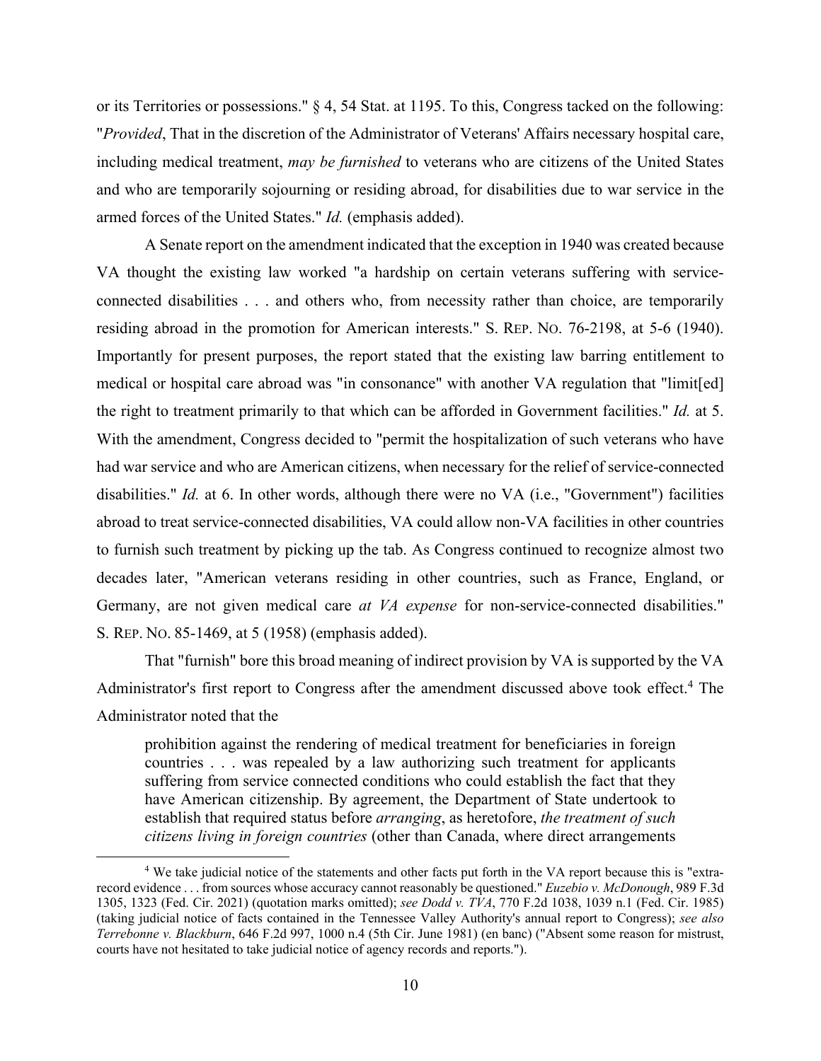or its Territories or possessions." § 4, 54 Stat. at 1195. To this, Congress tacked on the following: "*Provided*, That in the discretion of the Administrator of Veterans' Affairs necessary hospital care, including medical treatment, *may be furnished* to veterans who are citizens of the United States and who are temporarily sojourning or residing abroad, for disabilities due to war service in the armed forces of the United States." *Id.* (emphasis added).

A Senate report on the amendment indicated that the exception in 1940 was created because VA thought the existing law worked "a hardship on certain veterans suffering with service-connected disabilities . . . and others who, from necessity rather than choice, are temporarily residing abroad in the promotion for American interests." S. REP. NO. 76-2198, at 5-6 (1940). Importantly for present purposes, the report stated that the existing law barring entitlement to medical or hospital care abroad was "in consonance" with another VA regulation that "limit[ed] the right to treatment primarily to that which can be afforded in Government facilities." *Id.* at 5. With the amendment, Congress decided to "permit the hospitalization of such veterans who have had war service and who are American citizens, when necessary for the relief of service-connected disabilities." *Id.* at 6. In other words, although there were no VA (i.e., "Government") facilities abroad to treat service-connected disabilities, VA could allow non-VA facilities in other countries to furnish such treatment by picking up the tab. As Congress continued to recognize almost two decades later, "American veterans residing in other countries, such as France, England, or Germany, are not given medical care *at VA expense* for non-service-connected disabilities." S. REP. NO. 85-1469, at 5 (1958) (emphasis added).

That "furnish" bore this broad meaning of indirect provision by VA is supported by the VA Administrator's first report to Congress after the amendment discussed above took effect.[4] The Administrator noted that the

> prohibition against the rendering of medical treatment for beneficiaries in foreign countries . . . was repealed by a law authorizing such treatment for applicants suffering from service connected conditions who could establish the fact that they have American citizenship. By agreement, the Department of State undertook to establish that required status before *arranging*, as heretofore, *the treatment of such citizens living in foreign countries* (other than Canada, where direct arrangements

[4] We take judicial notice of the statements and other facts put forth in the VA report because this is "extra-record evidence . . . from sources whose accuracy cannot reasonably be questioned." *Euzebio v. McDonough*, 989 F.3d 1305, 1323 (Fed. Cir. 2021) (quotation marks omitted); *see Dodd v. TVA*, 770 F.2d 1038, 1039 n.1 (Fed. Cir. 1985) (taking judicial notice of facts contained in the Tennessee Valley Authority's annual report to Congress); *see also Terrebonne v. Blackburn*, 646 F.2d 997, 1000 n.4 (5th Cir. June 1981) (en banc) ("Absent some reason for mistrust, courts have not hesitated to take judicial notice of agency records and reports.").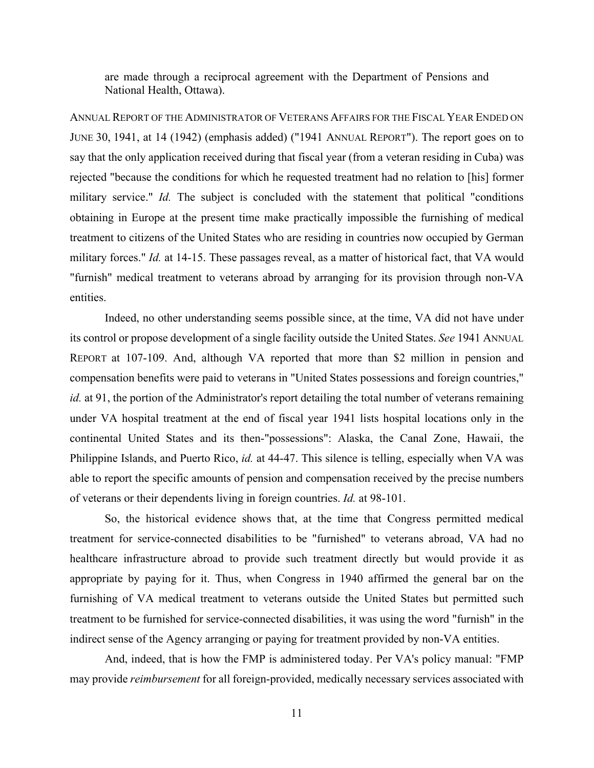are made through a reciprocal agreement with the Department of Pensions and National Health, Ottawa).

ANNUAL REPORT OF THE ADMINISTRATOR OF VETERANS AFFAIRS FOR THE FISCAL YEAR ENDED ON JUNE 30, 1941, at 14 (1942) (emphasis added) ("1941 ANNUAL REPORT"). The report goes on to say that the only application received during that fiscal year (from a veteran residing in Cuba) was rejected "because the conditions for which he requested treatment had no relation to [his] former military service." *Id.* The subject is concluded with the statement that political "conditions obtaining in Europe at the present time make practically impossible the furnishing of medical treatment to citizens of the United States who are residing in countries now occupied by German military forces." *Id.* at 14-15. These passages reveal, as a matter of historical fact, that VA would "furnish" medical treatment to veterans abroad by arranging for its provision through non-VA entities.

Indeed, no other understanding seems possible since, at the time, VA did not have under its control or propose development of a single facility outside the United States. *See* 1941 ANNUAL REPORT at 107-109. And, although VA reported that more than $2 million in pension and compensation benefits were paid to veterans in "United States possessions and foreign countries," *id.* at 91, the portion of the Administrator's report detailing the total number of veterans remaining under VA hospital treatment at the end of fiscal year 1941 lists hospital locations only in the continental United States and its then-"possessions": Alaska, the Canal Zone, Hawaii, the Philippine Islands, and Puerto Rico, *id.* at 44-47. This silence is telling, especially when VA was able to report the specific amounts of pension and compensation received by the precise numbers of veterans or their dependents living in foreign countries. *Id.* at 98-101.

So, the historical evidence shows that, at the time that Congress permitted medical treatment for service-connected disabilities to be "furnished" to veterans abroad, VA had no healthcare infrastructure abroad to provide such treatment directly but would provide it as appropriate by paying for it. Thus, when Congress in 1940 affirmed the general bar on the furnishing of VA medical treatment to veterans outside the United States but permitted such treatment to be furnished for service-connected disabilities, it was using the word "furnish" in the indirect sense of the Agency arranging or paying for treatment provided by non-VA entities.

And, indeed, that is how the FMP is administered today. Per VA's policy manual: "FMP may provide *reimbursement* for all foreign-provided, medically necessary services associated with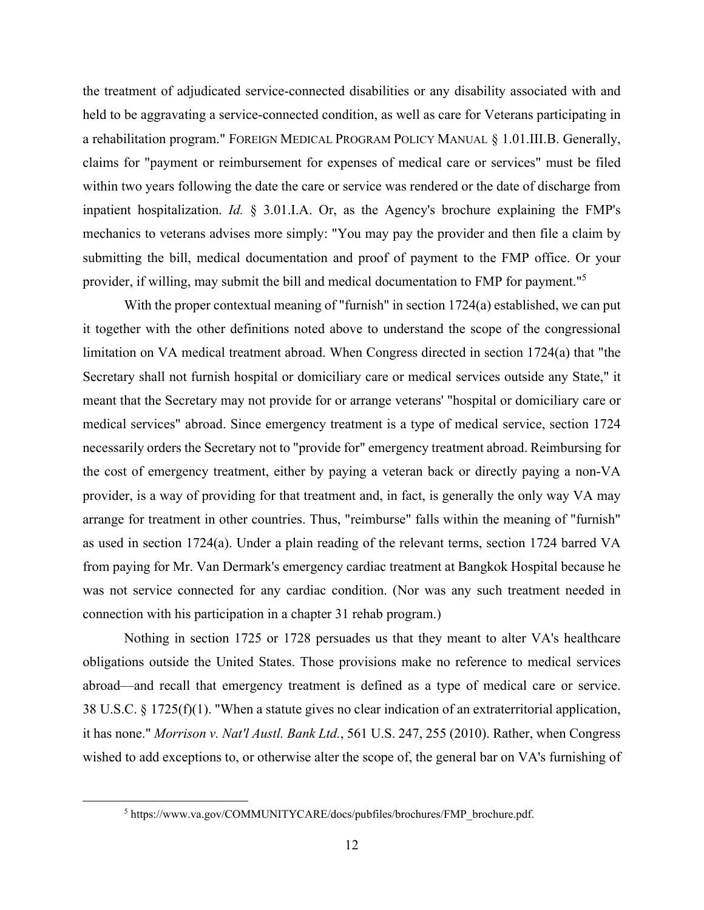the treatment of adjudicated service-connected disabilities or any disability associated with and held to be aggravating a service-connected condition, as well as care for Veterans participating in a rehabilitation program." FOREIGN MEDICAL PROGRAM POLICY MANUAL § 1.01.III.B. Generally, claims for "payment or reimbursement for expenses of medical care or services" must be filed within two years following the date the care or service was rendered or the date of discharge from inpatient hospitalization. *Id.* § 3.01.I.A. Or, as the Agency's brochure explaining the FMP's mechanics to veterans advises more simply: "You may pay the provider and then file a claim by submitting the bill, medical documentation and proof of payment to the FMP office. Or your provider, if willing, may submit the bill and medical documentation to FMP for payment."[5]

With the proper contextual meaning of "furnish" in section 1724(a) established, we can put it together with the other definitions noted above to understand the scope of the congressional limitation on VA medical treatment abroad. When Congress directed in section 1724(a) that "the Secretary shall not furnish hospital or domiciliary care or medical services outside any State," it meant that the Secretary may not provide for or arrange veterans' "hospital or domiciliary care or medical services" abroad. Since emergency treatment is a type of medical service, section 1724 necessarily orders the Secretary not to "provide for" emergency treatment abroad. Reimbursing for the cost of emergency treatment, either by paying a veteran back or directly paying a non-VA provider, is a way of providing for that treatment and, in fact, is generally the only way VA may arrange for treatment in other countries. Thus, "reimburse" falls within the meaning of "furnish" as used in section 1724(a). Under a plain reading of the relevant terms, section 1724 barred VA from paying for Mr. Van Dermark's emergency cardiac treatment at Bangkok Hospital because he was not service connected for any cardiac condition. (Nor was any such treatment needed in connection with his participation in a chapter 31 rehab program.)

Nothing in section 1725 or 1728 persuades us that they meant to alter VA's healthcare obligations outside the United States. Those provisions make no reference to medical services abroad—and recall that emergency treatment is defined as a type of medical care or service. 38 U.S.C. § 1725(f)(1). "When a statute gives no clear indication of an extraterritorial application, it has none." *Morrison v. Nat'l Austl. Bank Ltd.*, 561 U.S. 247, 255 (2010). Rather, when Congress wished to add exceptions to, or otherwise alter the scope of, the general bar on VA's furnishing of

[5] https://www.va.gov/COMMUNITYCARE/docs/pubfiles/brochures/FMP_brochure.pdf.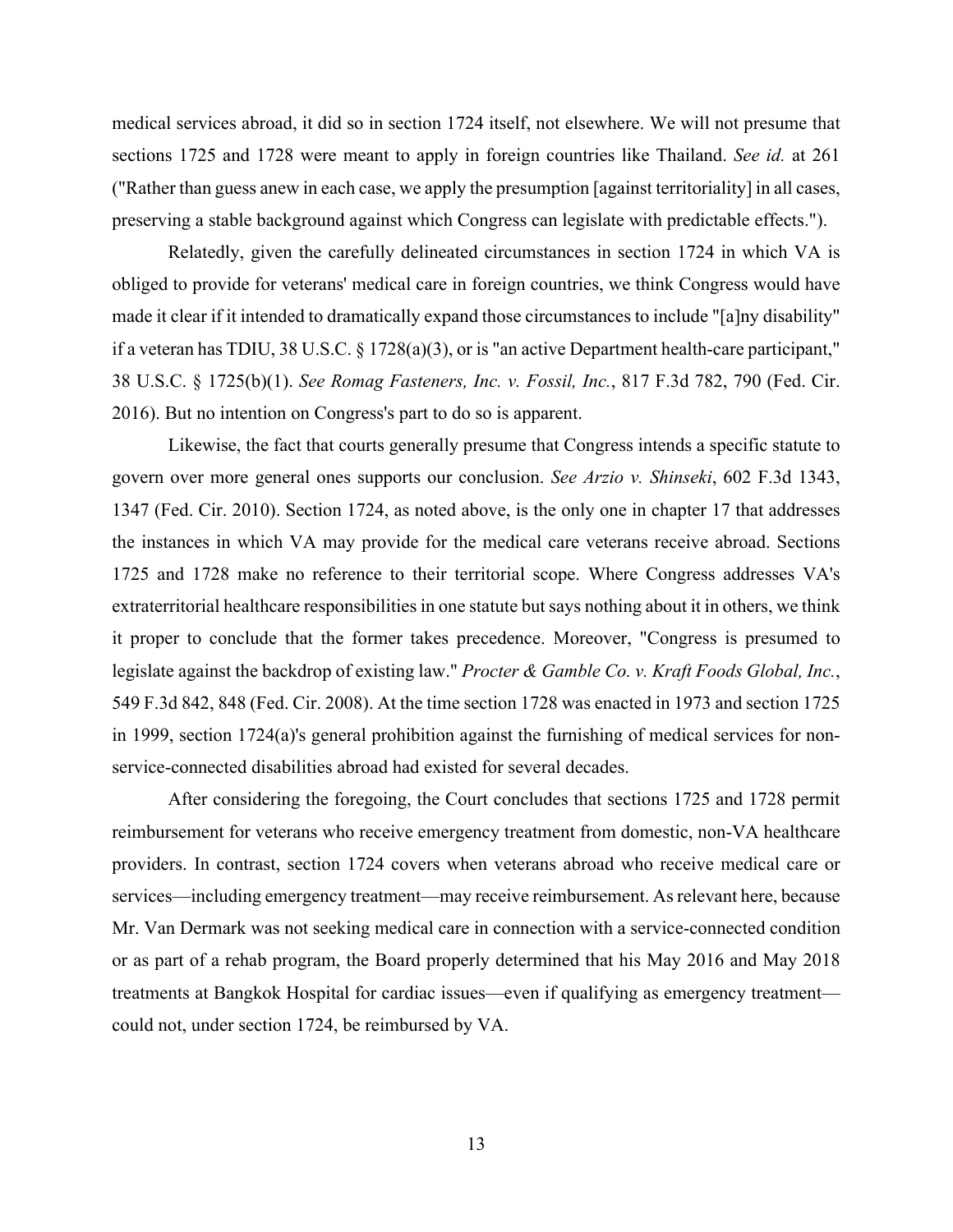medical services abroad, it did so in section 1724 itself, not elsewhere. We will not presume that sections 1725 and 1728 were meant to apply in foreign countries like Thailand. *See id.* at 261 ("Rather than guess anew in each case, we apply the presumption [against territoriality] in all cases, preserving a stable background against which Congress can legislate with predictable effects.").

Relatedly, given the carefully delineated circumstances in section 1724 in which VA is obliged to provide for veterans' medical care in foreign countries, we think Congress would have made it clear if it intended to dramatically expand those circumstances to include "[a]ny disability" if a veteran has TDIU, 38 U.S.C. § 1728(a)(3), or is "an active Department health-care participant," 38 U.S.C. § 1725(b)(1). *See Romag Fasteners, Inc. v. Fossil, Inc.*, 817 F.3d 782, 790 (Fed. Cir. 2016). But no intention on Congress's part to do so is apparent.

Likewise, the fact that courts generally presume that Congress intends a specific statute to govern over more general ones supports our conclusion. *See Arzio v. Shinseki*, 602 F.3d 1343, 1347 (Fed. Cir. 2010). Section 1724, as noted above, is the only one in chapter 17 that addresses the instances in which VA may provide for the medical care veterans receive abroad. Sections 1725 and 1728 make no reference to their territorial scope. Where Congress addresses VA's extraterritorial healthcare responsibilities in one statute but says nothing about it in others, we think it proper to conclude that the former takes precedence. Moreover, "Congress is presumed to legislate against the backdrop of existing law." *Procter & Gamble Co. v. Kraft Foods Global, Inc.*, 549 F.3d 842, 848 (Fed. Cir. 2008). At the time section 1728 was enacted in 1973 and section 1725 in 1999, section 1724(a)'s general prohibition against the furnishing of medical services for non-service-connected disabilities abroad had existed for several decades.

After considering the foregoing, the Court concludes that sections 1725 and 1728 permit reimbursement for veterans who receive emergency treatment from domestic, non-VA healthcare providers. In contrast, section 1724 covers when veterans abroad who receive medical care or services—including emergency treatment—may receive reimbursement. As relevant here, because Mr. Van Dermark was not seeking medical care in connection with a service-connected condition or as part of a rehab program, the Board properly determined that his May 2016 and May 2018 treatments at Bangkok Hospital for cardiac issues—even if qualifying as emergency treatment—could not, under section 1724, be reimbursed by VA.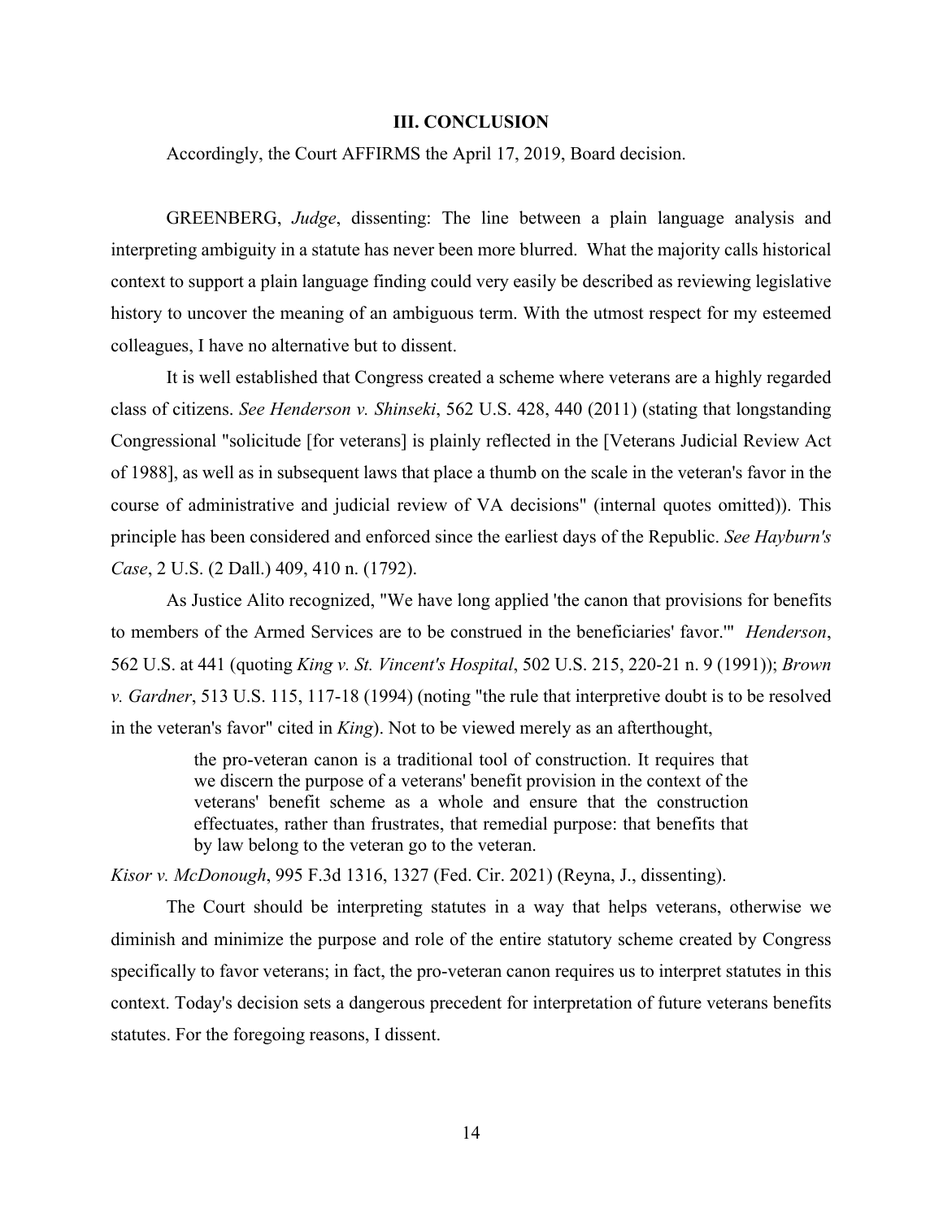## III. CONCLUSION

Accordingly, the Court AFFIRMS the April 17, 2019, Board decision.

GREENBERG, *Judge*, dissenting: The line between a plain language analysis and interpreting ambiguity in a statute has never been more blurred. What the majority calls historical context to support a plain language finding could very easily be described as reviewing legislative history to uncover the meaning of an ambiguous term. With the utmost respect for my esteemed colleagues, I have no alternative but to dissent.

It is well established that Congress created a scheme where veterans are a highly regarded class of citizens. *See Henderson v. Shinseki*, 562 U.S. 428, 440 (2011) (stating that longstanding Congressional "solicitude [for veterans] is plainly reflected in the [Veterans Judicial Review Act of 1988], as well as in subsequent laws that place a thumb on the scale in the veteran's favor in the course of administrative and judicial review of VA decisions" (internal quotes omitted)). This principle has been considered and enforced since the earliest days of the Republic. *See Hayburn's Case*, 2 U.S. (2 Dall.) 409, 410 n. (1792).

As Justice Alito recognized, "We have long applied 'the canon that provisions for benefits to members of the Armed Services are to be construed in the beneficiaries' favor.'" *Henderson*, 562 U.S. at 441 (quoting *King v. St. Vincent's Hospital*, 502 U.S. 215, 220-21 n. 9 (1991)); *Brown v. Gardner*, 513 U.S. 115, 117-18 (1994) (noting "the rule that interpretive doubt is to be resolved in the veteran's favor" cited in *King*). Not to be viewed merely as an afterthought,

> the pro-veteran canon is a traditional tool of construction. It requires that we discern the purpose of a veterans' benefit provision in the context of the veterans' benefit scheme as a whole and ensure that the construction effectuates, rather than frustrates, that remedial purpose: that benefits that by law belong to the veteran go to the veteran.

*Kisor v. McDonough*, 995 F.3d 1316, 1327 (Fed. Cir. 2021) (Reyna, J., dissenting).

The Court should be interpreting statutes in a way that helps veterans, otherwise we diminish and minimize the purpose and role of the entire statutory scheme created by Congress specifically to favor veterans; in fact, the pro-veteran canon requires us to interpret statutes in this context. Today's decision sets a dangerous precedent for interpretation of future veterans benefits statutes. For the foregoing reasons, I dissent.